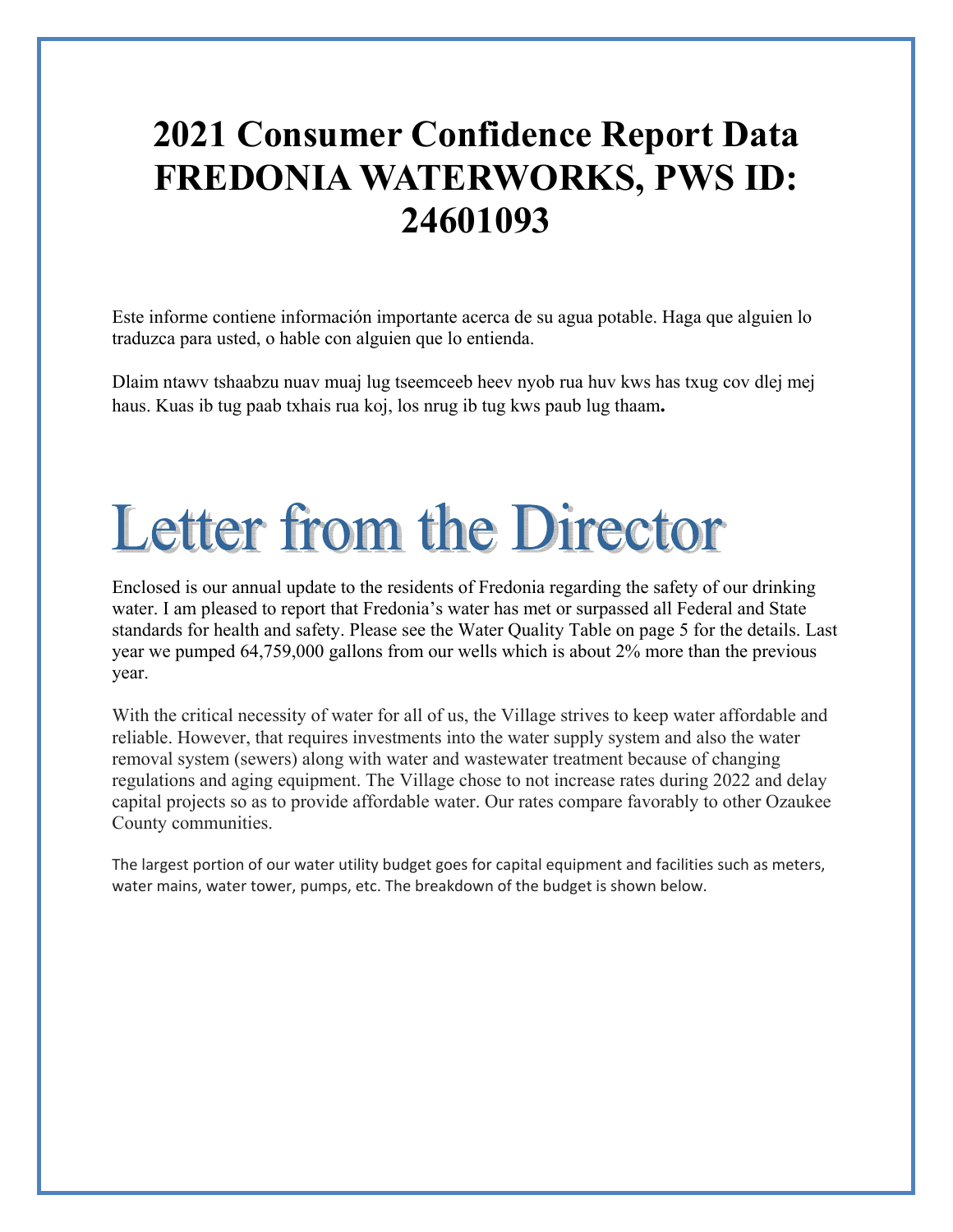# 2021 Consumer Confidence Report Data FREDONIA WATERWORKS, PWS ID: 24601093

Este informe contiene información importante acerca de su agua potable. Haga que alguien lo traduzca para usted, o hable con alguien que lo entienda.

Dlaim ntawv tshaabzu nuav muaj lug tseemceeb heev nyob rua huv kws has txug cov dlej mej haus. Kuas ib tug paab txhais rua koj, los nrug ib tug kws paub lug thaam**.**

# Letter from the Director

Enclosed is our annual update to the residents of Fredonia regarding the safety of our drinking water. I am pleased to report that Fredonia's water has met or surpassed all Federal and State standards for health and safety. Please see the Water Quality Table on page 5 for the details. Last year we pumped 64,759,000 gallons from our wells which is about 2% more than the previous year.

With the critical necessity of water for all of us, the Village strives to keep water affordable and reliable. However, that requires investments into the water supply system and also the water removal system (sewers) along with water and wastewater treatment because of changing regulations and aging equipment. The Village chose to not increase rates during 2022 and delay capital projects so as to provide affordable water. Our rates compare favorably to other Ozaukee County communities.

The largest portion of our water utility budget goes for capital equipment and facilities such as meters, water mains, water tower, pumps, etc. The breakdown of the budget is shown below.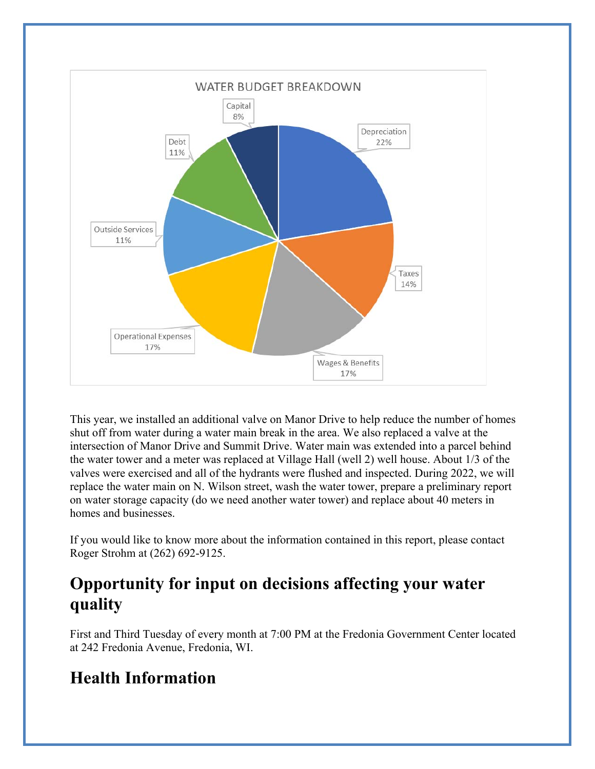WATER BUDGET BREAKDOWN

| Category | Percentage |
| --- | --- |
| Depreciation | 22% |
| Taxes | 14% |
| Wages & Benefits | 17% |
| Operational Expenses | 17% |
| Outside Services | 11% |
| Debt | 11% |
| Capital | 8% |

This year, we installed an additional valve on Manor Drive to help reduce the number of homes shut off from water during a water main break in the area. We also replaced a valve at the intersection of Manor Drive and Summit Drive. Water main was extended into a parcel behind the water tower and a meter was replaced at Village Hall (well 2) well house. About 1/3 of the valves were exercised and all of the hydrants were flushed and inspected. During 2022, we will replace the water main on N. Wilson street, wash the water tower, prepare a preliminary report on water storage capacity (do we need another water tower) and replace about 40 meters in homes and businesses.

If you would like to know more about the information contained in this report, please contact Roger Strohm at (262) 692-9125.

## Opportunity for input on decisions affecting your water quality

First and Third Tuesday of every month at 7:00 PM at the Fredonia Government Center located at 242 Fredonia Avenue, Fredonia, WI.

## Health Information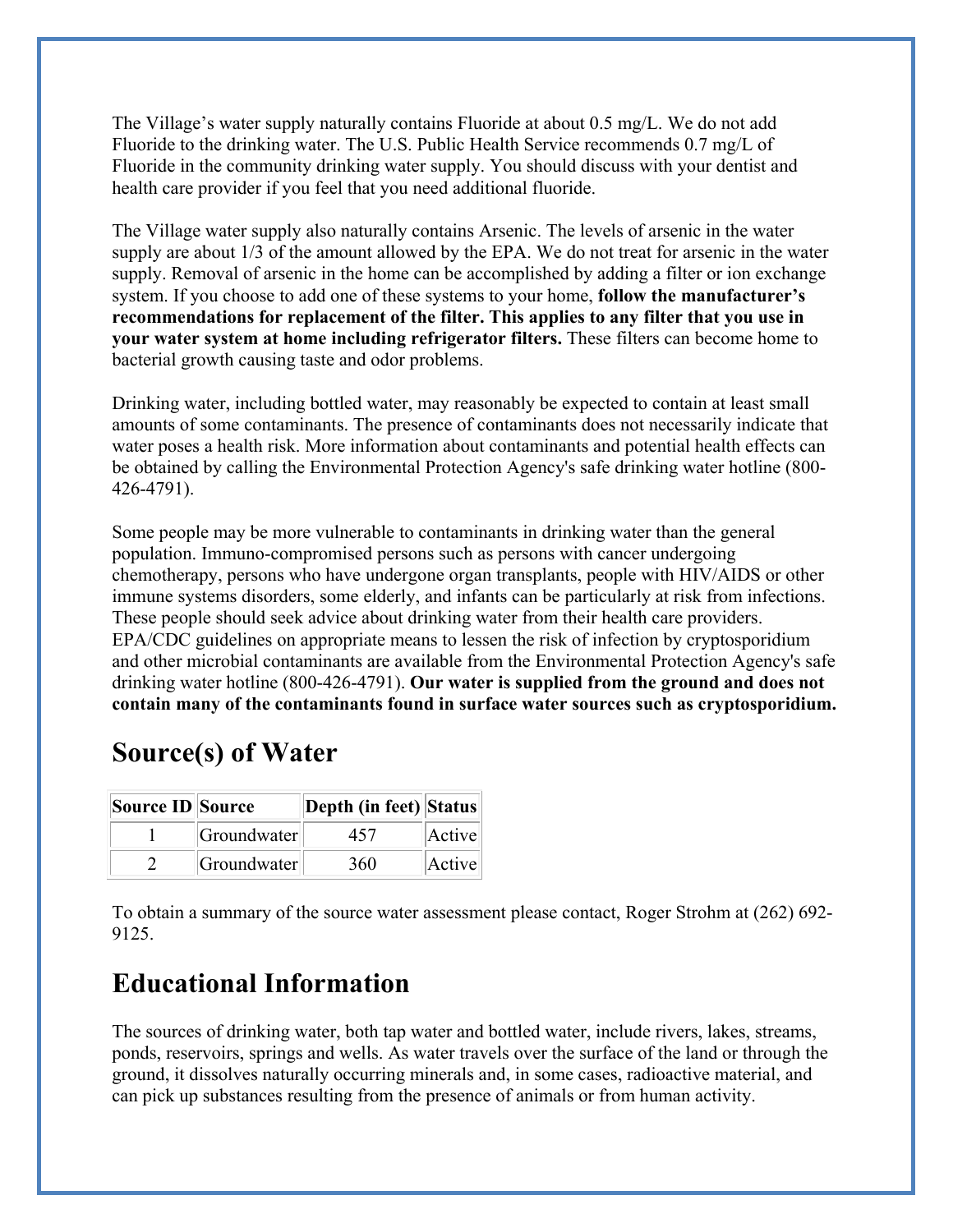The Village's water supply naturally contains Fluoride at about 0.5 mg/L. We do not add Fluoride to the drinking water. The U.S. Public Health Service recommends 0.7 mg/L of Fluoride in the community drinking water supply. You should discuss with your dentist and health care provider if you feel that you need additional fluoride.

The Village water supply also naturally contains Arsenic. The levels of arsenic in the water supply are about 1/3 of the amount allowed by the EPA. We do not treat for arsenic in the water supply. Removal of arsenic in the home can be accomplished by adding a filter or ion exchange system. If you choose to add one of these systems to your home, **follow the manufacturer's recommendations for replacement of the filter. This applies to any filter that you use in your water system at home including refrigerator filters.** These filters can become home to bacterial growth causing taste and odor problems.

Drinking water, including bottled water, may reasonably be expected to contain at least small amounts of some contaminants. The presence of contaminants does not necessarily indicate that water poses a health risk. More information about contaminants and potential health effects can be obtained by calling the Environmental Protection Agency's safe drinking water hotline (800-426-4791).

Some people may be more vulnerable to contaminants in drinking water than the general population. Immuno-compromised persons such as persons with cancer undergoing chemotherapy, persons who have undergone organ transplants, people with HIV/AIDS or other immune systems disorders, some elderly, and infants can be particularly at risk from infections. These people should seek advice about drinking water from their health care providers. EPA/CDC guidelines on appropriate means to lessen the risk of infection by cryptosporidium and other microbial contaminants are available from the Environmental Protection Agency's safe drinking water hotline (800-426-4791). **Our water is supplied from the ground and does not contain many of the contaminants found in surface water sources such as cryptosporidium.**

## Source(s) of Water

| Source ID | Source | Depth (in feet) | Status |
|---|---|---|---|
| 1 | Groundwater | 457 | Active |
| 2 | Groundwater | 360 | Active |

To obtain a summary of the source water assessment please contact, Roger Strohm at (262) 692-9125.

## Educational Information

The sources of drinking water, both tap water and bottled water, include rivers, lakes, streams, ponds, reservoirs, springs and wells. As water travels over the surface of the land or through the ground, it dissolves naturally occurring minerals and, in some cases, radioactive material, and can pick up substances resulting from the presence of animals or from human activity.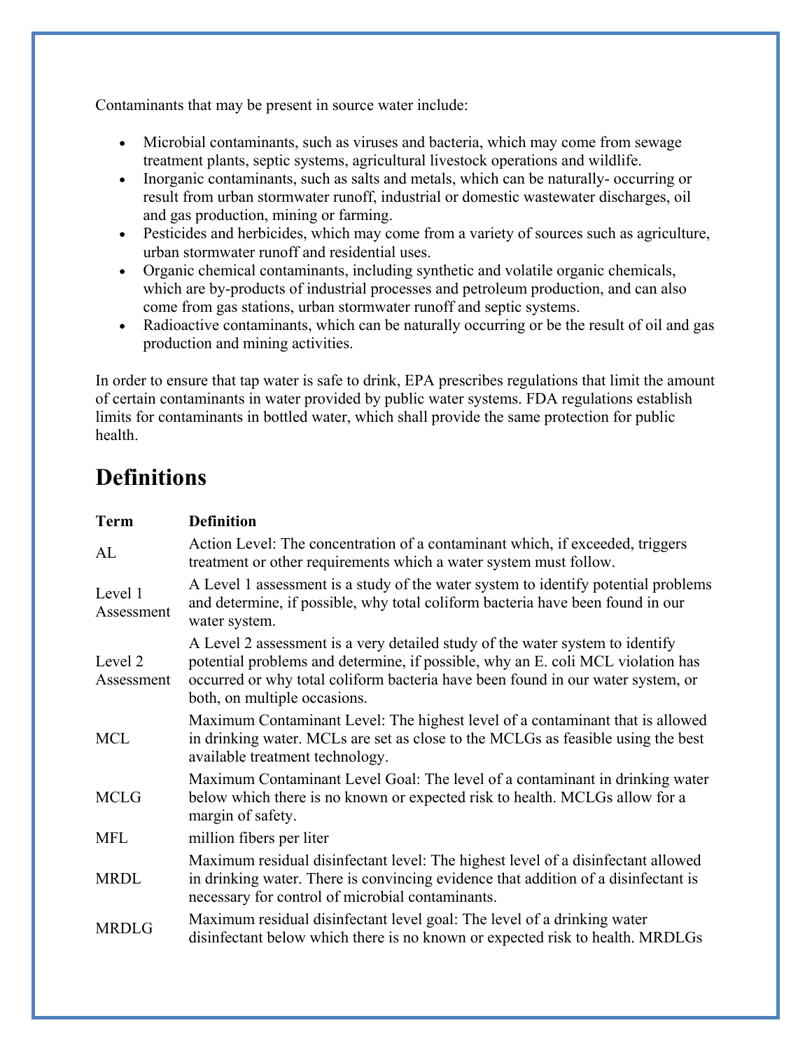Contaminants that may be present in source water include:

- Microbial contaminants, such as viruses and bacteria, which may come from sewage treatment plants, septic systems, agricultural livestock operations and wildlife.
- Inorganic contaminants, such as salts and metals, which can be naturally- occurring or result from urban stormwater runoff, industrial or domestic wastewater discharges, oil and gas production, mining or farming.
- Pesticides and herbicides, which may come from a variety of sources such as agriculture, urban stormwater runoff and residential uses.
- Organic chemical contaminants, including synthetic and volatile organic chemicals, which are by-products of industrial processes and petroleum production, and can also come from gas stations, urban stormwater runoff and septic systems.
- Radioactive contaminants, which can be naturally occurring or be the result of oil and gas production and mining activities.

In order to ensure that tap water is safe to drink, EPA prescribes regulations that limit the amount of certain contaminants in water provided by public water systems. FDA regulations establish limits for contaminants in bottled water, which shall provide the same protection for public health.

## Definitions

| Term | Definition |
|---|---|
| AL | Action Level: The concentration of a contaminant which, if exceeded, triggers treatment or other requirements which a water system must follow. |
| Level 1 Assessment | A Level 1 assessment is a study of the water system to identify potential problems and determine, if possible, why total coliform bacteria have been found in our water system. |
| Level 2 Assessment | A Level 2 assessment is a very detailed study of the water system to identify potential problems and determine, if possible, why an E. coli MCL violation has occurred or why total coliform bacteria have been found in our water system, or both, on multiple occasions. |
| MCL | Maximum Contaminant Level: The highest level of a contaminant that is allowed in drinking water. MCLs are set as close to the MCLGs as feasible using the best available treatment technology. |
| MCLG | Maximum Contaminant Level Goal: The level of a contaminant in drinking water below which there is no known or expected risk to health. MCLGs allow for a margin of safety. |
| MFL | million fibers per liter |
| MRDL | Maximum residual disinfectant level: The highest level of a disinfectant allowed in drinking water. There is convincing evidence that addition of a disinfectant is necessary for control of microbial contaminants. |
| MRDLG | Maximum residual disinfectant level goal: The level of a drinking water disinfectant below which there is no known or expected risk to health. MRDLGs |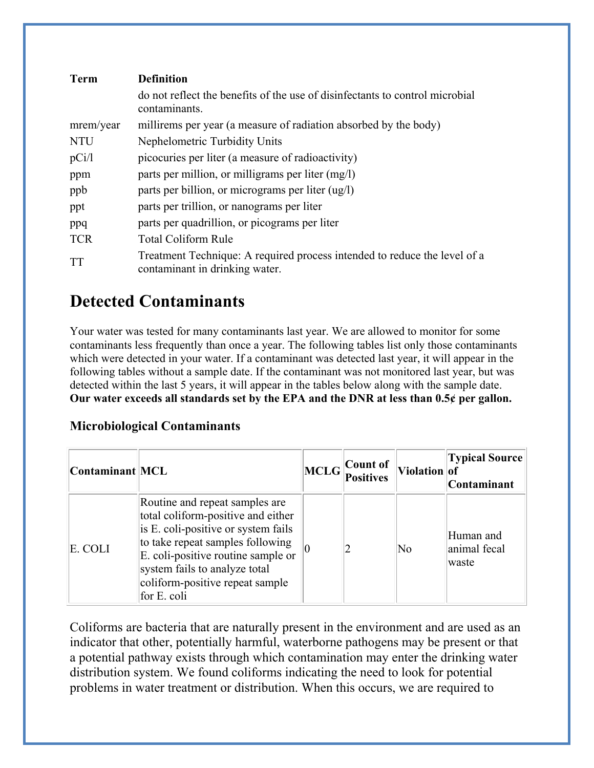| Term | Definition |
|---|---|
| | do not reflect the benefits of the use of disinfectants to control microbial contaminants. |
| mrem/year | millirems per year (a measure of radiation absorbed by the body) |
| NTU | Nephelometric Turbidity Units |
| pCi/l | picocuries per liter (a measure of radioactivity) |
| ppm | parts per million, or milligrams per liter (mg/l) |
| ppb | parts per billion, or micrograms per liter (ug/l) |
| ppt | parts per trillion, or nanograms per liter |
| ppq | parts per quadrillion, or picograms per liter |
| TCR | Total Coliform Rule |
| TT | Treatment Technique: A required process intended to reduce the level of a contaminant in drinking water. |

# Detected Contaminants

Your water was tested for many contaminants last year. We are allowed to monitor for some contaminants less frequently than once a year. The following tables list only those contaminants which were detected in your water. If a contaminant was detected last year, it will appear in the following tables without a sample date. If the contaminant was not monitored last year, but was detected within the last 5 years, it will appear in the tables below along with the sample date. **Our water exceeds all standards set by the EPA and the DNR at less than 0.5¢ per gallon.**

### Microbiological Contaminants

| Contaminant | MCL | MCLG | Count of Positives | Violation | Typical Source of Contaminant |
|---|---|---|---|---|---|
| E. COLI | Routine and repeat samples are total coliform-positive and either is E. coli-positive or system fails to take repeat samples following E. coli-positive routine sample or system fails to analyze total coliform-positive repeat sample for E. coli | 0 | 2 | No | Human and animal fecal waste |

Coliforms are bacteria that are naturally present in the environment and are used as an indicator that other, potentially harmful, waterborne pathogens may be present or that a potential pathway exists through which contamination may enter the drinking water distribution system. We found coliforms indicating the need to look for potential problems in water treatment or distribution. When this occurs, we are required to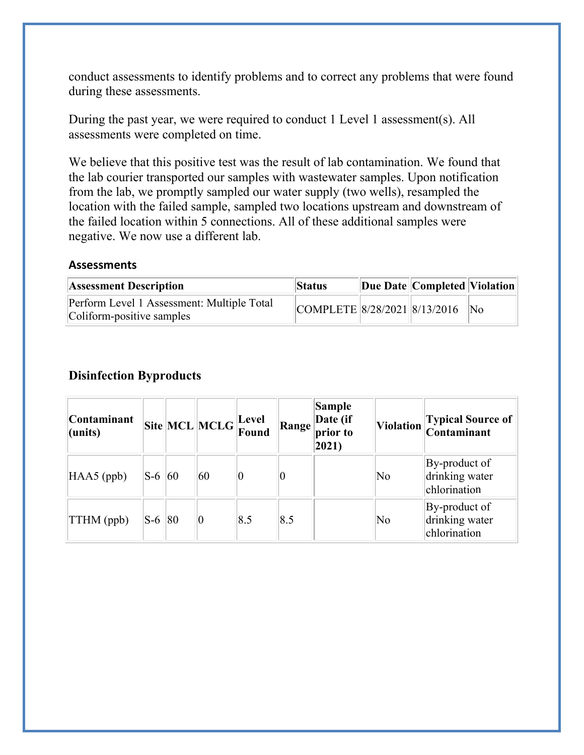conduct assessments to identify problems and to correct any problems that were found during these assessments.

During the past year, we were required to conduct 1 Level 1 assessment(s). All assessments were completed on time.

We believe that this positive test was the result of lab contamination. We found that the lab courier transported our samples with wastewater samples. Upon notification from the lab, we promptly sampled our water supply (two wells), resampled the location with the failed sample, sampled two locations upstream and downstream of the failed location within 5 connections. All of these additional samples were negative. We now use a different lab.

#### Assessments

| Assessment Description | Status | Due Date | Completed | Violation |
|---|---|---|---|---|
| Perform Level 1 Assessment: Multiple Total Coliform-positive samples | COMPLETE | 8/28/2021 | 8/13/2016 | No |

### Disinfection Byproducts

| Contaminant (units) | Site | MCL | MCLG | Level Found | Range | Sample Date (if prior to 2021) | Violation | Typical Source of Contaminant |
|---|---|---|---|---|---|---|---|---|
| HAA5 (ppb) | S-6 | 60 | 60 | 0 | 0 | | No | By-product of drinking water chlorination |
| TTHM (ppb) | S-6 | 80 | 0 | 8.5 | 8.5 | | No | By-product of drinking water chlorination |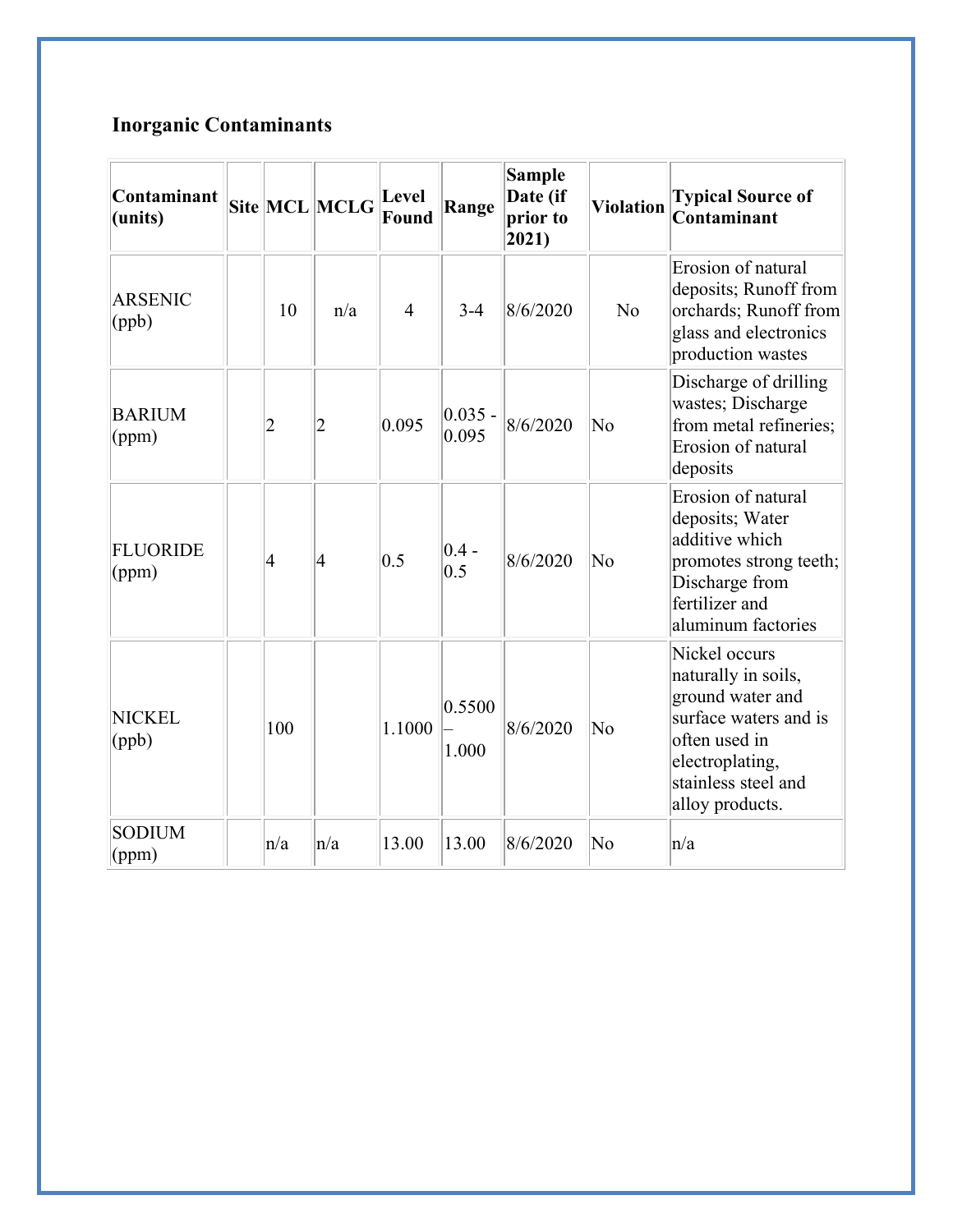### Inorganic Contaminants

| Contaminant (units) | Site | MCL | MCLG | Level Found | Range | Sample Date (if prior to 2021) | Violation | Typical Source of Contaminant |
|---|---|---|---|---|---|---|---|---|
| ARSENIC (ppb) | | 10 | n/a | 4 | 3-4 | 8/6/2020 | No | Erosion of natural deposits; Runoff from orchards; Runoff from glass and electronics production wastes |
| BARIUM (ppm) | | 2 | 2 | 0.095 | 0.035 - 0.095 | 8/6/2020 | No | Discharge of drilling wastes; Discharge from metal refineries; Erosion of natural deposits |
| FLUORIDE (ppm) | | 4 | 4 | 0.5 | 0.4 - 0.5 | 8/6/2020 | No | Erosion of natural deposits; Water additive which promotes strong teeth; Discharge from fertilizer and aluminum factories |
| NICKEL (ppb) | | 100 | | 1.1000 | 0.5500 – 1.000 | 8/6/2020 | No | Nickel occurs naturally in soils, ground water and surface waters and is often used in electroplating, stainless steel and alloy products. |
| SODIUM (ppm) | | n/a | n/a | 13.00 | 13.00 | 8/6/2020 | No | n/a |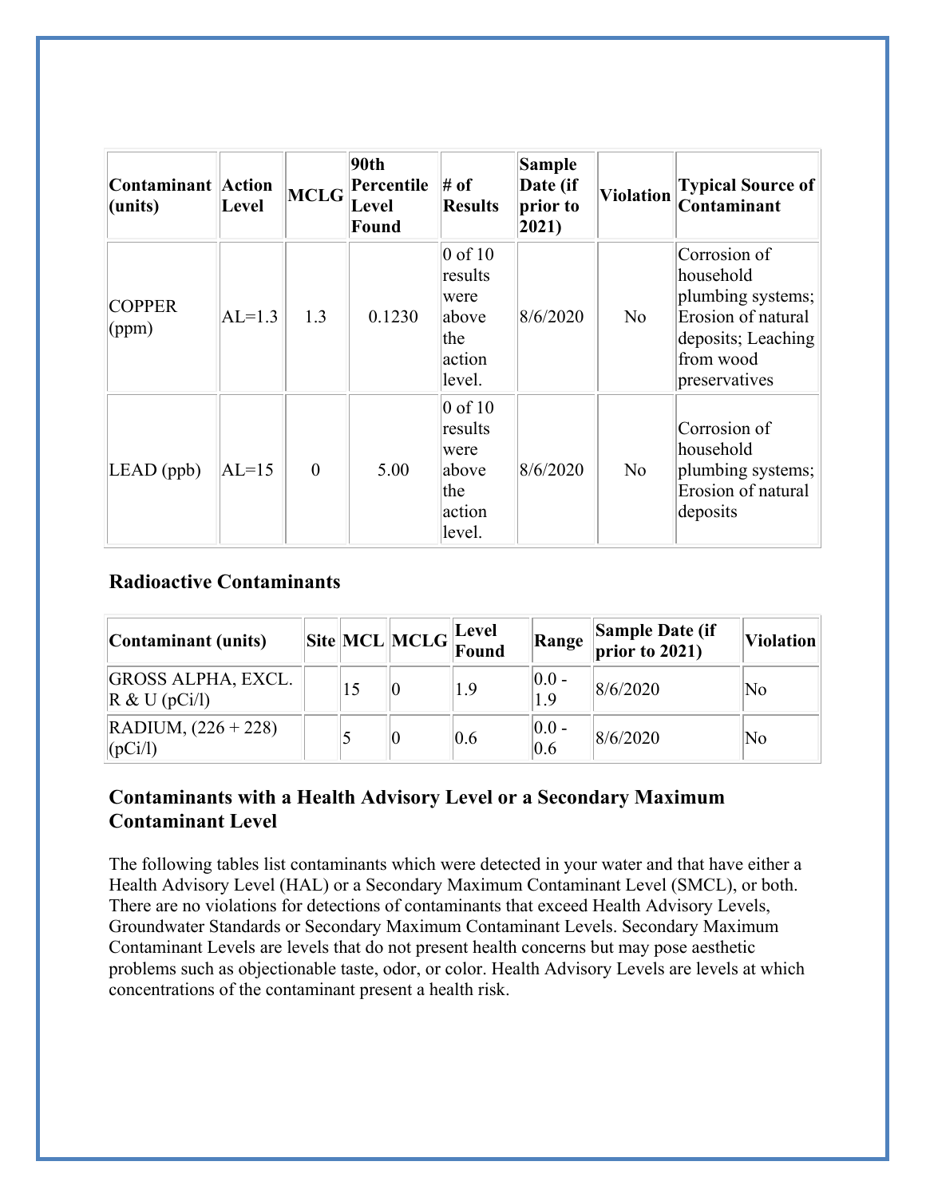| Contaminant (units) | Action Level | MCLG | 90th Percentile Level Found | # of Results | Sample Date (if prior to 2021) | Violation | Typical Source of Contaminant |
|---|---|---|---|---|---|---|---|
| COPPER (ppm) | AL=1.3 | 1.3 | 0.1230 | 0 of 10 results were above the action level. | 8/6/2020 | No | Corrosion of household plumbing systems; Erosion of natural deposits; Leaching from wood preservatives |
| LEAD (ppb) | AL=15 | 0 | 5.00 | 0 of 10 results were above the action level. | 8/6/2020 | No | Corrosion of household plumbing systems; Erosion of natural deposits |

### Radioactive Contaminants

| Contaminant (units) | Site | MCL | MCLG | Level Found | Range | Sample Date (if prior to 2021) | Violation |
|---|---|---|---|---|---|---|---|
| GROSS ALPHA, EXCL. R & U (pCi/l) | | 15 | 0 | 1.9 | 0.0 - 1.9 | 8/6/2020 | No |
| RADIUM, (226 + 228) (pCi/l) | | 5 | 0 | 0.6 | 0.0 - 0.6 | 8/6/2020 | No |

### Contaminants with a Health Advisory Level or a Secondary Maximum Contaminant Level

The following tables list contaminants which were detected in your water and that have either a Health Advisory Level (HAL) or a Secondary Maximum Contaminant Level (SMCL), or both. There are no violations for detections of contaminants that exceed Health Advisory Levels, Groundwater Standards or Secondary Maximum Contaminant Levels. Secondary Maximum Contaminant Levels are levels that do not present health concerns but may pose aesthetic problems such as objectionable taste, odor, or color. Health Advisory Levels are levels at which concentrations of the contaminant present a health risk.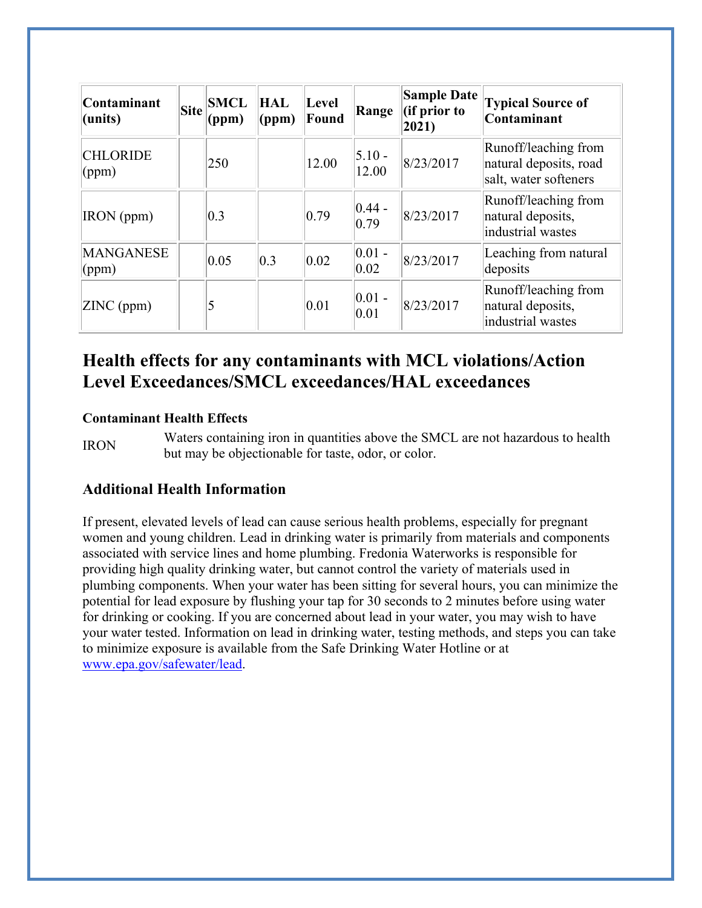| Contaminant (units) | Site | SMCL (ppm) | HAL (ppm) | Level Found | Range | Sample Date (if prior to 2021) | Typical Source of Contaminant |
|---|---|---|---|---|---|---|---|
| CHLORIDE (ppm) | | 250 | | 12.00 | 5.10 - 12.00 | 8/23/2017 | Runoff/leaching from natural deposits, road salt, water softeners |
| IRON (ppm) | | 0.3 | | 0.79 | 0.44 - 0.79 | 8/23/2017 | Runoff/leaching from natural deposits, industrial wastes |
| MANGANESE (ppm) | | 0.05 | 0.3 | 0.02 | 0.01 - 0.02 | 8/23/2017 | Leaching from natural deposits |
| ZINC (ppm) | | 5 | | 0.01 | 0.01 - 0.01 | 8/23/2017 | Runoff/leaching from natural deposits, industrial wastes |

## Health effects for any contaminants with MCL violations/Action Level Exceedances/SMCL exceedances/HAL exceedances

| Contaminant | Health Effects |
|---|---|
| IRON | Waters containing iron in quantities above the SMCL are not hazardous to health but may be objectionable for taste, odor, or color. |

### Additional Health Information

If present, elevated levels of lead can cause serious health problems, especially for pregnant women and young children. Lead in drinking water is primarily from materials and components associated with service lines and home plumbing. Fredonia Waterworks is responsible for providing high quality drinking water, but cannot control the variety of materials used in plumbing components. When your water has been sitting for several hours, you can minimize the potential for lead exposure by flushing your tap for 30 seconds to 2 minutes before using water for drinking or cooking. If you are concerned about lead in your water, you may wish to have your water tested. Information on lead in drinking water, testing methods, and steps you can take to minimize exposure is available from the Safe Drinking Water Hotline or at www.epa.gov/safewater/lead.